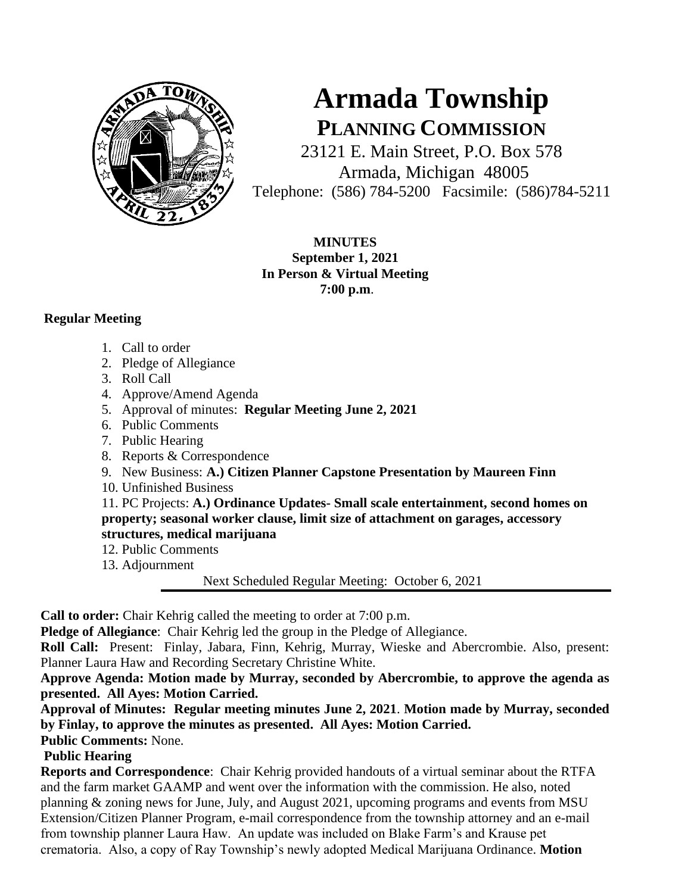# Armada Township

## PLANNING COMMISSION

23121 E. Main Street, P.O. Box 578
Armada, Michigan 48005
Telephone: (586) 784-5200 Facsimile: (586)784-5211

**MINUTES**
**September 1, 2021**
**In Person & Virtual Meeting**
**7:00 p.m**.

**Regular Meeting**

1. Call to order
2. Pledge of Allegiance
3. Roll Call
4. Approve/Amend Agenda
5. Approval of minutes: **Regular Meeting June 2, 2021**
6. Public Comments
7. Public Hearing
8. Reports & Correspondence
9. New Business: **A.) Citizen Planner Capstone Presentation by Maureen Finn**
10. Unfinished Business
11. PC Projects: **A.) Ordinance Updates- Small scale entertainment, second homes on property; seasonal worker clause, limit size of attachment on garages, accessory structures, medical marijuana**
12. Public Comments
13. Adjournment

Next Scheduled Regular Meeting: October 6, 2021

---

**Call to order:** Chair Kehrig called the meeting to order at 7:00 p.m.

**Pledge of Allegiance**: Chair Kehrig led the group in the Pledge of Allegiance.

**Roll Call:** Present: Finlay, Jabara, Finn, Kehrig, Murray, Wieske and Abercrombie. Also, present: Planner Laura Haw and Recording Secretary Christine White.

**Approve Agenda: Motion made by Murray, seconded by Abercrombie, to approve the agenda as presented. All Ayes: Motion Carried.**

**Approval of Minutes: Regular meeting minutes June 2, 2021**. **Motion made by Murray, seconded by Finlay, to approve the minutes as presented. All Ayes: Motion Carried.**

**Public Comments:** None.

**Public Hearing**

**Reports and Correspondence**: Chair Kehrig provided handouts of a virtual seminar about the RTFA and the farm market GAAMP and went over the information with the commission. He also, noted planning & zoning news for June, July, and August 2021, upcoming programs and events from MSU Extension/Citizen Planner Program, e-mail correspondence from the township attorney and an e-mail from township planner Laura Haw. An update was included on Blake Farm's and Krause pet crematoria. Also, a copy of Ray Township's newly adopted Medical Marijuana Ordinance. **Motion**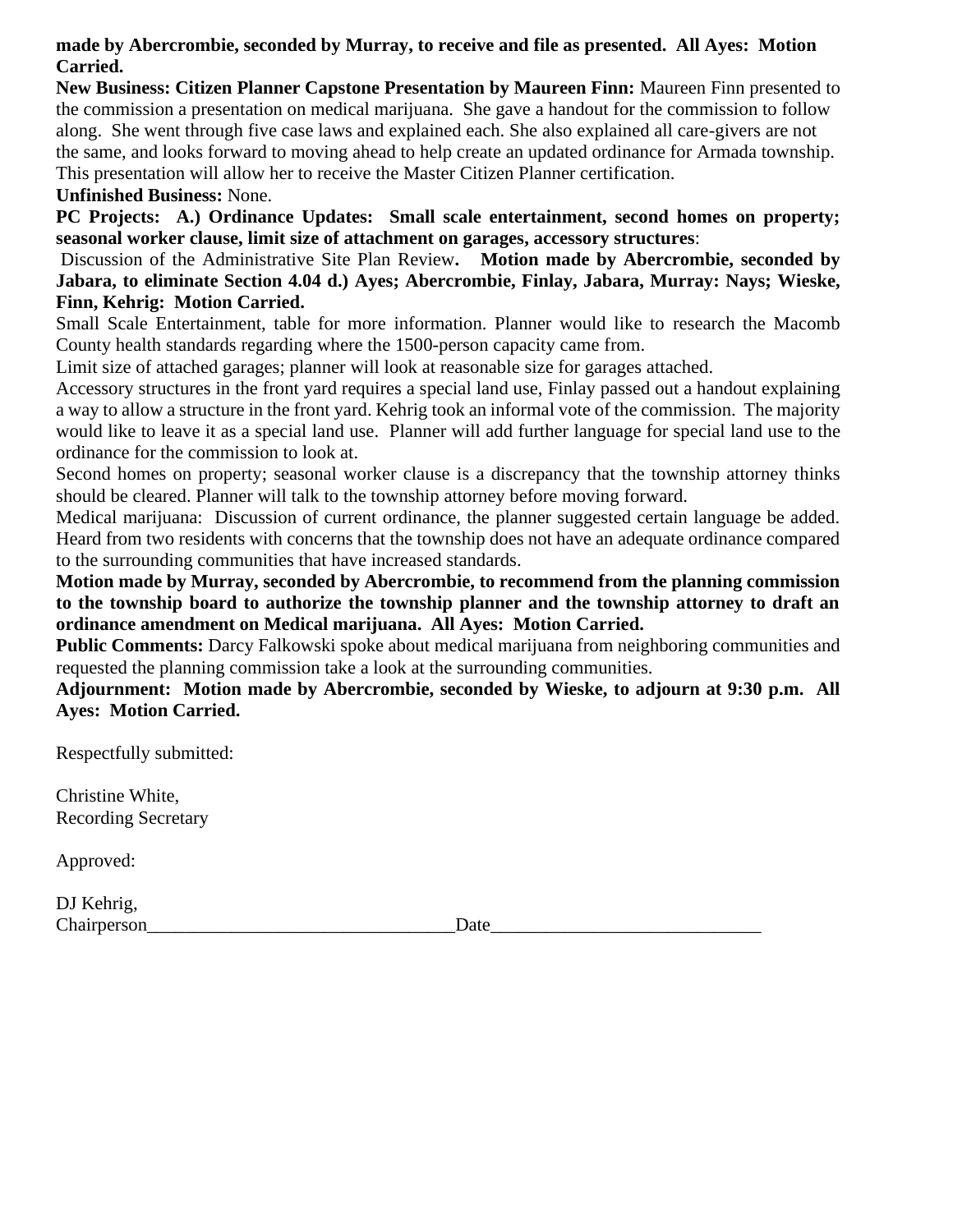**made by Abercrombie, seconded by Murray, to receive and file as presented. All Ayes: Motion Carried.**

**New Business: Citizen Planner Capstone Presentation by Maureen Finn:** Maureen Finn presented to the commission a presentation on medical marijuana. She gave a handout for the commission to follow along. She went through five case laws and explained each. She also explained all care-givers are not the same, and looks forward to moving ahead to help create an updated ordinance for Armada township. This presentation will allow her to receive the Master Citizen Planner certification.

**Unfinished Business:** None.

**PC Projects: A.) Ordinance Updates: Small scale entertainment, second homes on property; seasonal worker clause, limit size of attachment on garages, accessory structures**:

Discussion of the Administrative Site Plan Review**. Motion made by Abercrombie, seconded by Jabara, to eliminate Section 4.04 d.) Ayes; Abercrombie, Finlay, Jabara, Murray: Nays; Wieske, Finn, Kehrig: Motion Carried.**

Small Scale Entertainment, table for more information. Planner would like to research the Macomb County health standards regarding where the 1500-person capacity came from.

Limit size of attached garages; planner will look at reasonable size for garages attached.

Accessory structures in the front yard requires a special land use, Finlay passed out a handout explaining a way to allow a structure in the front yard. Kehrig took an informal vote of the commission. The majority would like to leave it as a special land use. Planner will add further language for special land use to the ordinance for the commission to look at.

Second homes on property; seasonal worker clause is a discrepancy that the township attorney thinks should be cleared. Planner will talk to the township attorney before moving forward.

Medical marijuana: Discussion of current ordinance, the planner suggested certain language be added. Heard from two residents with concerns that the township does not have an adequate ordinance compared to the surrounding communities that have increased standards.

**Motion made by Murray, seconded by Abercrombie, to recommend from the planning commission to the township board to authorize the township planner and the township attorney to draft an ordinance amendment on Medical marijuana. All Ayes: Motion Carried.**

**Public Comments:** Darcy Falkowski spoke about medical marijuana from neighboring communities and requested the planning commission take a look at the surrounding communities.

**Adjournment: Motion made by Abercrombie, seconded by Wieske, to adjourn at 9:30 p.m. All Ayes: Motion Carried.**

Respectfully submitted:

Christine White,
Recording Secretary

Approved:

DJ Kehrig,
Chairperson________________________________Date____________________________